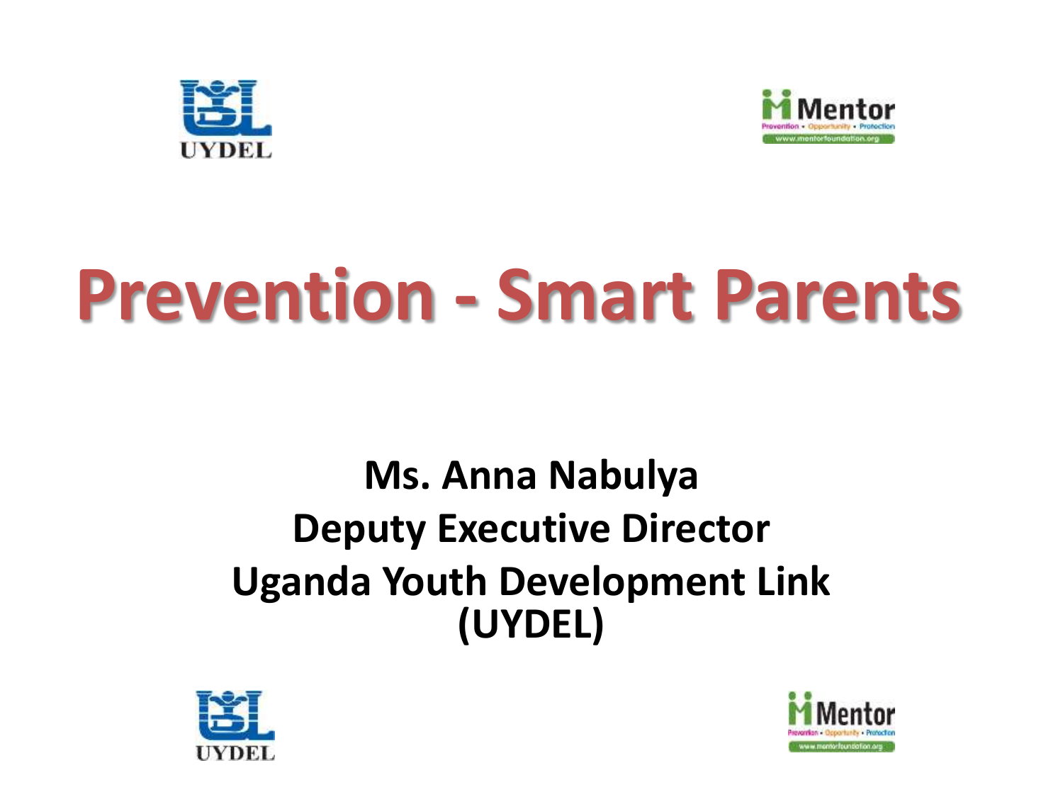# Prevention - Smart Parents

**Ms. Anna Nabulya**
**Deputy Executive Director**
**Uganda Youth Development Link (UYDEL)**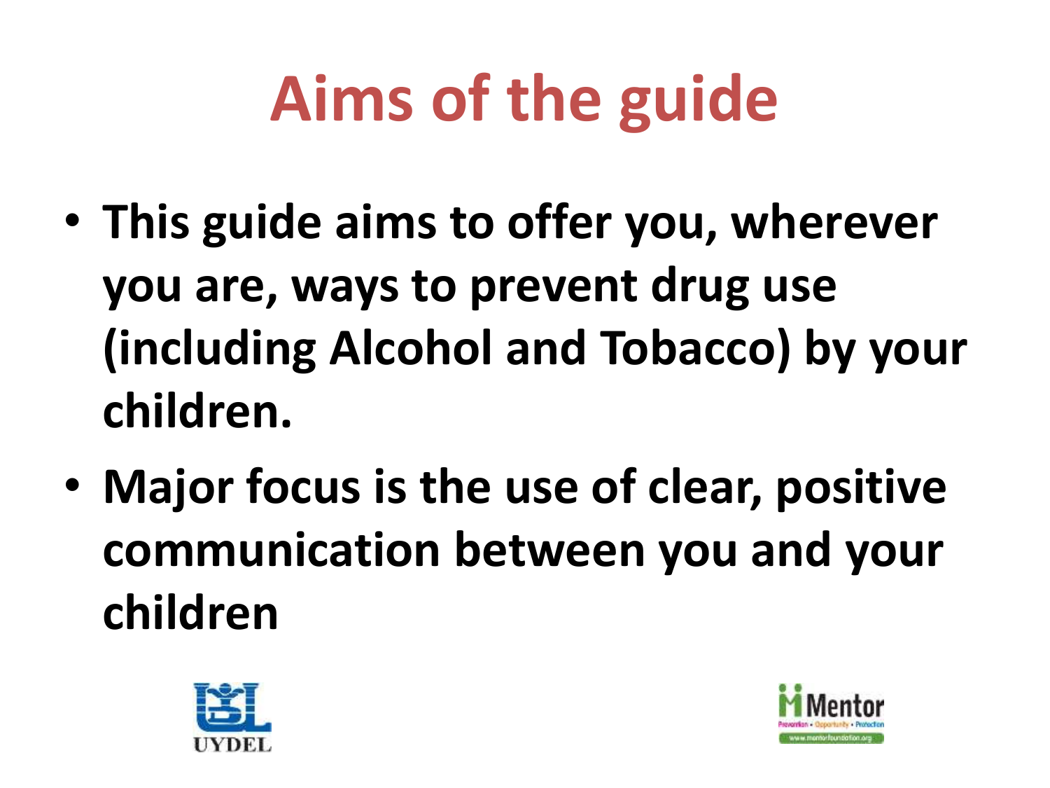# Aims of the guide

- **This guide aims to offer you, wherever you are, ways to prevent drug use (including Alcohol and Tobacco) by your children.**
- **Major focus is the use of clear, positive communication between you and your children**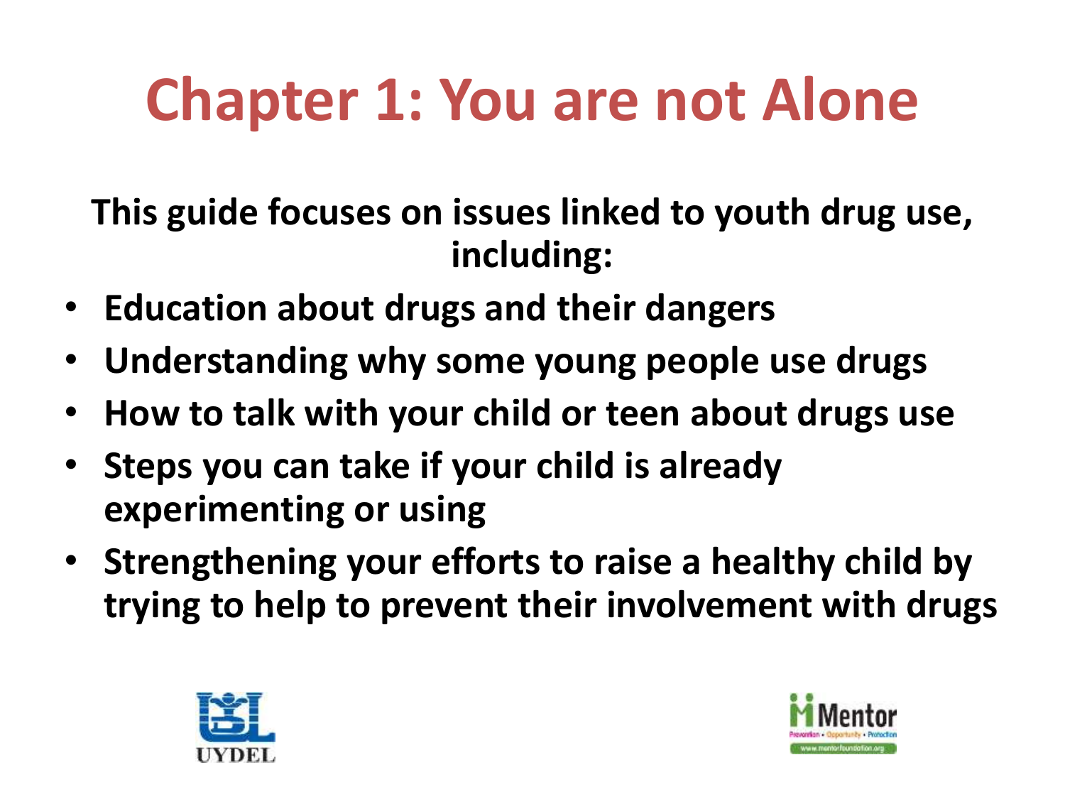# Chapter 1: You are not Alone

**This guide focuses on issues linked to youth drug use, including:**

- **Education about drugs and their dangers**
- **Understanding why some young people use drugs**
- **How to talk with your child or teen about drugs use**
- **Steps you can take if your child is already experimenting or using**
- **Strengthening your efforts to raise a healthy child by trying to help to prevent their involvement with drugs**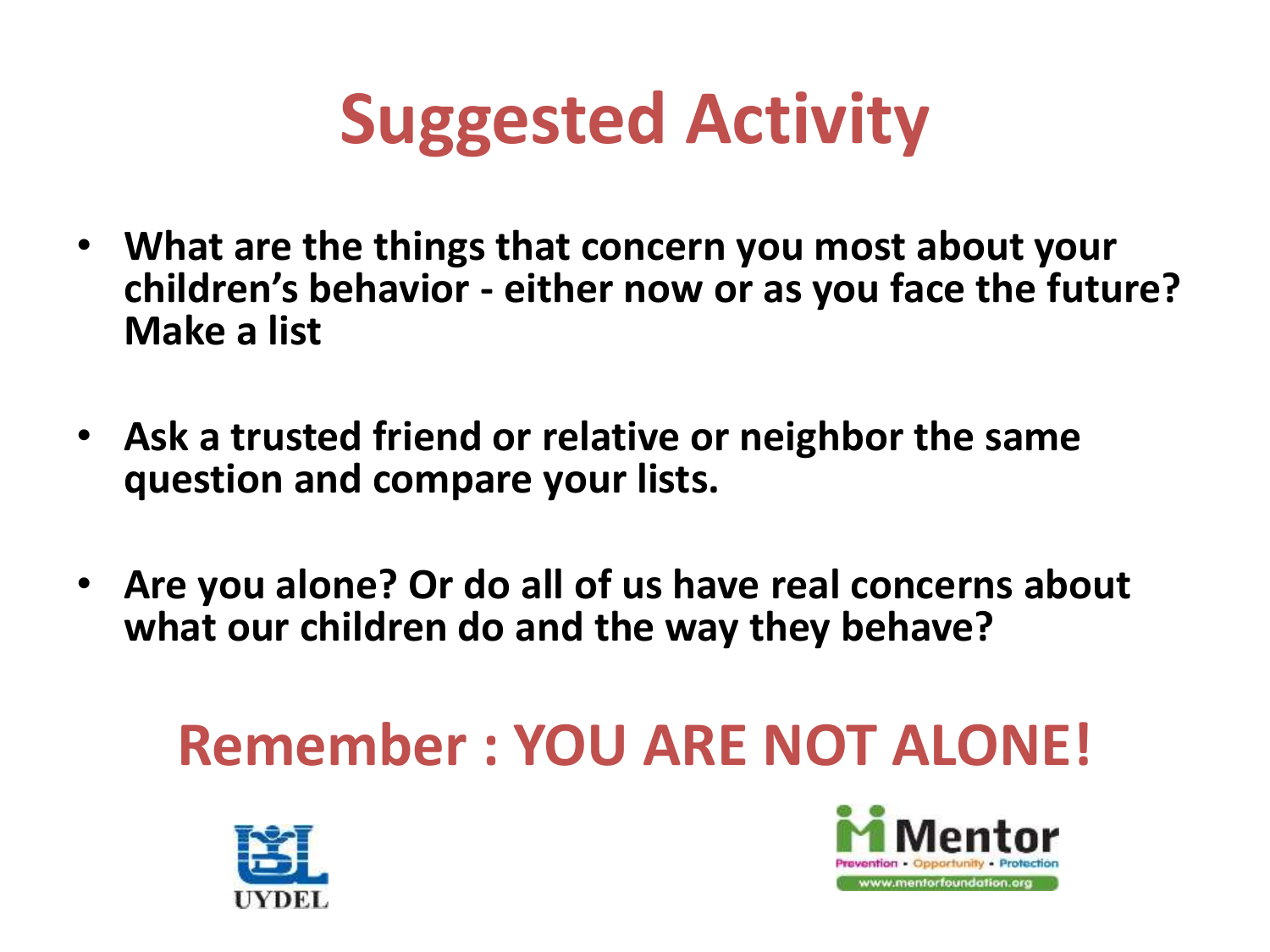# Suggested Activity

- **What are the things that concern you most about your children's behavior - either now or as you face the future? Make a list**
- **Ask a trusted friend or relative or neighbor the same question and compare your lists.**
- **Are you alone? Or do all of us have real concerns about what our children do and the way they behave?**

## Remember : YOU ARE NOT ALONE!

UYDEL

Mentor
Prevention • Opportunity • Protection
www.mentorfoundation.org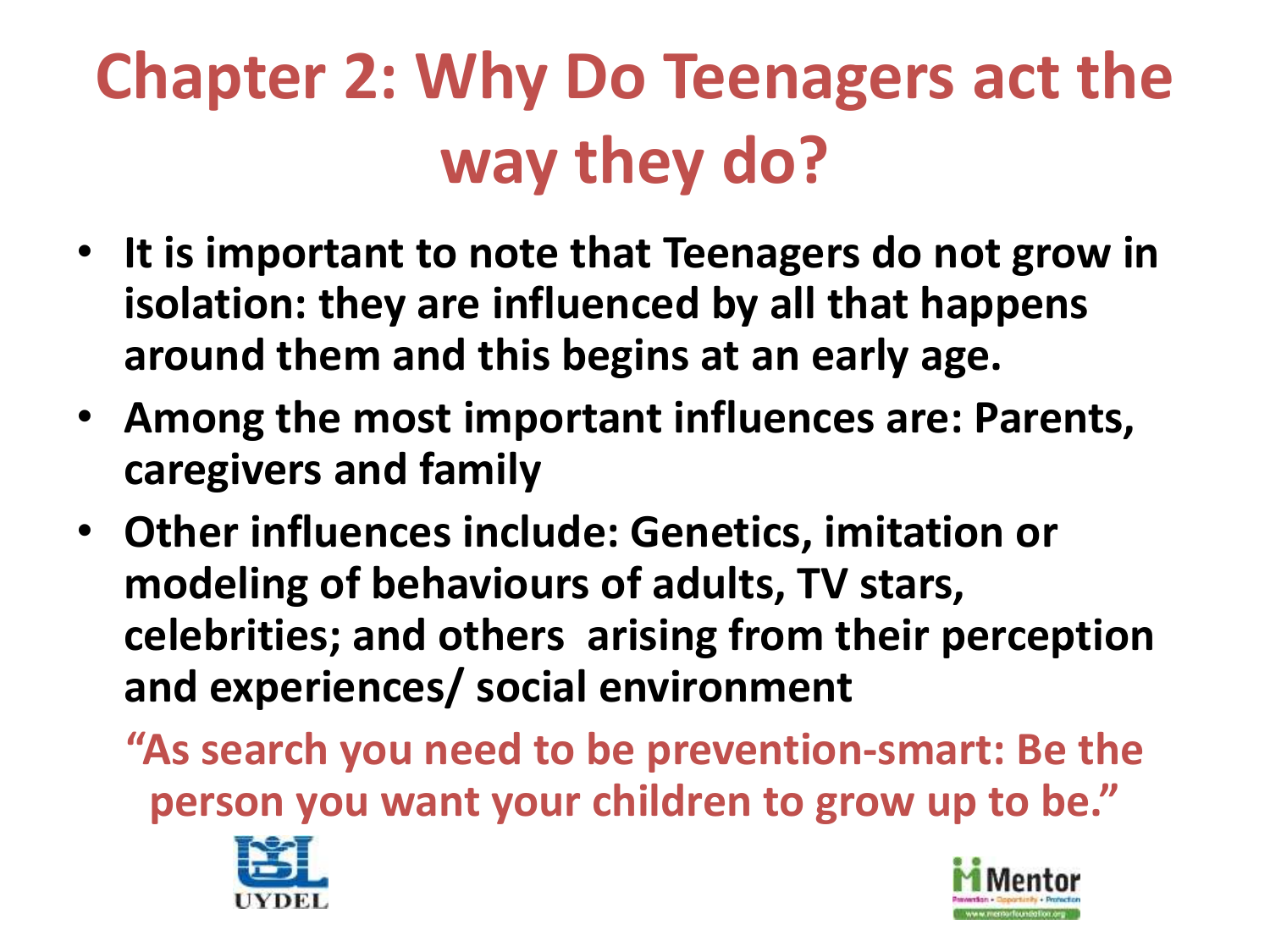# Chapter 2: Why Do Teenagers act the way they do?

- **It is important to note that Teenagers do not grow in isolation: they are influenced by all that happens around them and this begins at an early age.**
- **Among the most important influences are: Parents, caregivers and family**
- **Other influences include: Genetics, imitation or modeling of behaviours of adults, TV stars, celebrities; and others arising from their perception and experiences/ social environment**

**"As search you need to be prevention-smart: Be the person you want your children to grow up to be."**

UYDEL

Mentor
Prevention • Opportunity • Protection
www.mentorfoundation.org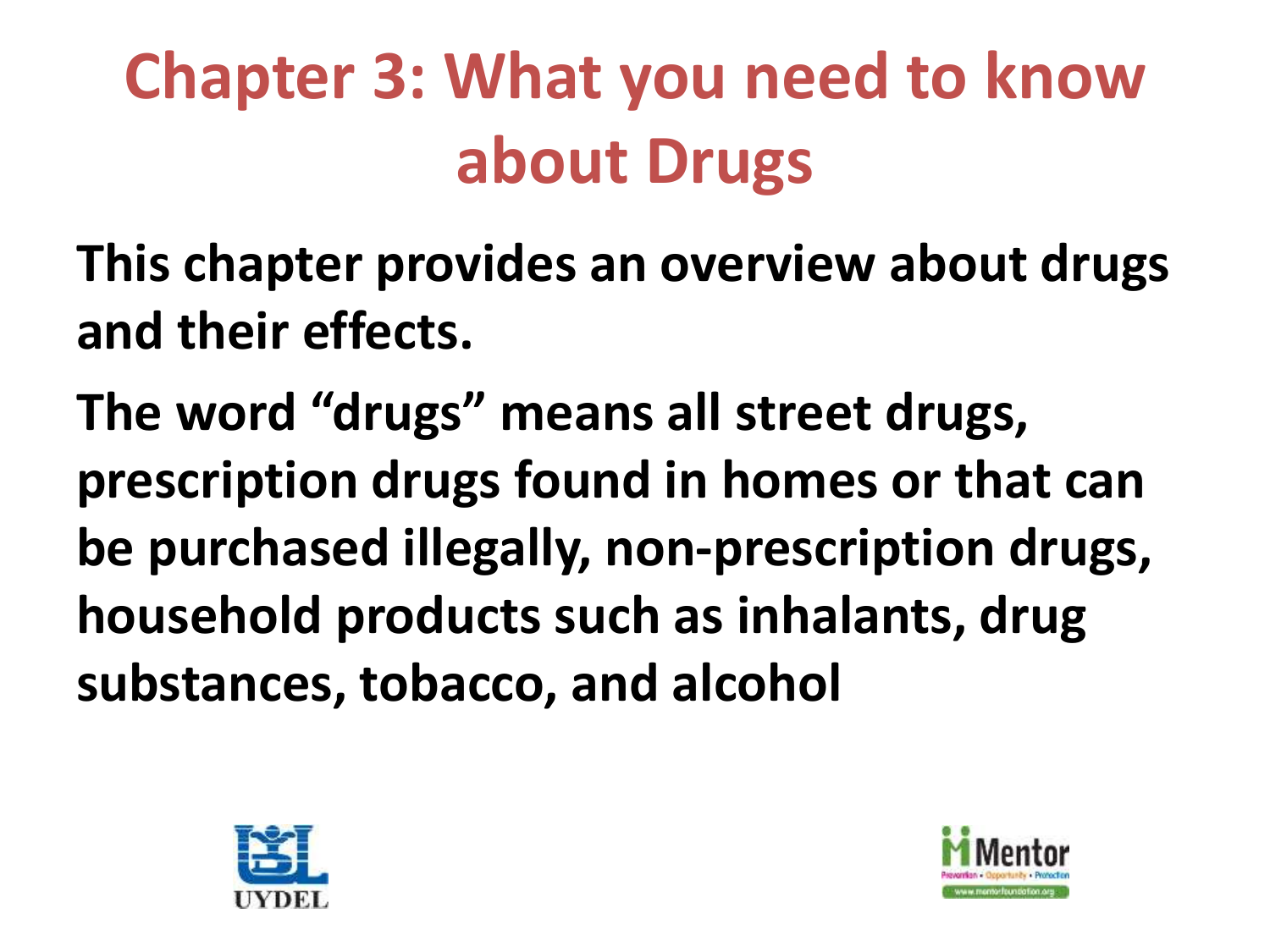# Chapter 3: What you need to know about Drugs

**This chapter provides an overview about drugs and their effects.**

**The word "drugs" means all street drugs, prescription drugs found in homes or that can be purchased illegally, non-prescription drugs, household products such as inhalants, drug substances, tobacco, and alcohol**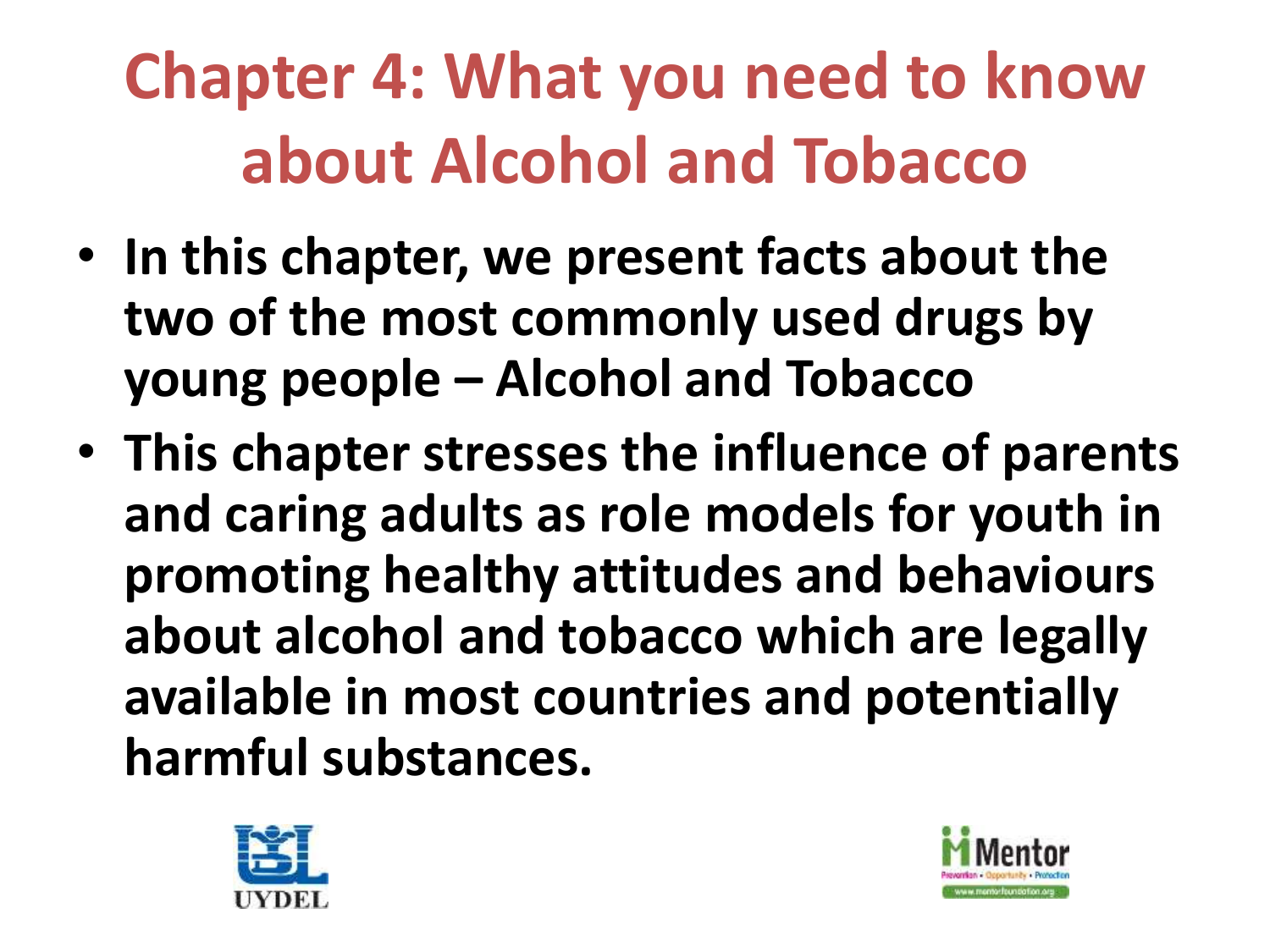# Chapter 4: What you need to know about Alcohol and Tobacco

- **In this chapter, we present facts about the two of the most commonly used drugs by young people – Alcohol and Tobacco**
- **This chapter stresses the influence of parents and caring adults as role models for youth in promoting healthy attitudes and behaviours about alcohol and tobacco which are legally available in most countries and potentially harmful substances.**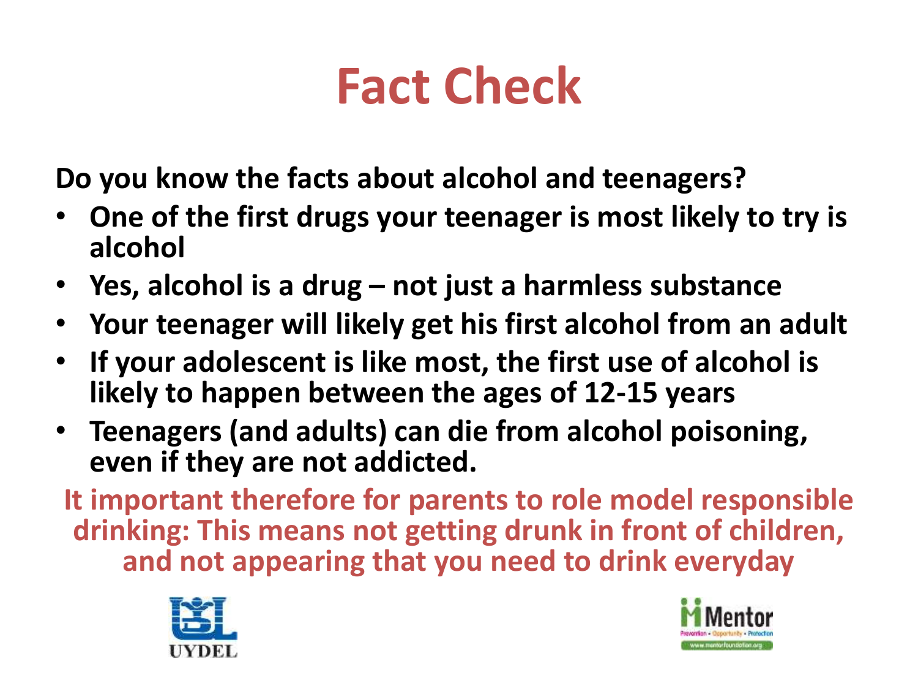# Fact Check

**Do you know the facts about alcohol and teenagers?**

- **One of the first drugs your teenager is most likely to try is alcohol**
- **Yes, alcohol is a drug – not just a harmless substance**
- **Your teenager will likely get his first alcohol from an adult**
- **If your adolescent is like most, the first use of alcohol is likely to happen between the ages of 12-15 years**
- **Teenagers (and adults) can die from alcohol poisoning, even if they are not addicted.**

**It important therefore for parents to role model responsible drinking: This means not getting drunk in front of children, and not appearing that you need to drink everyday**

UYDEL

Mentor
Prevention • Opportunity • Protection
www.mentorfoundation.org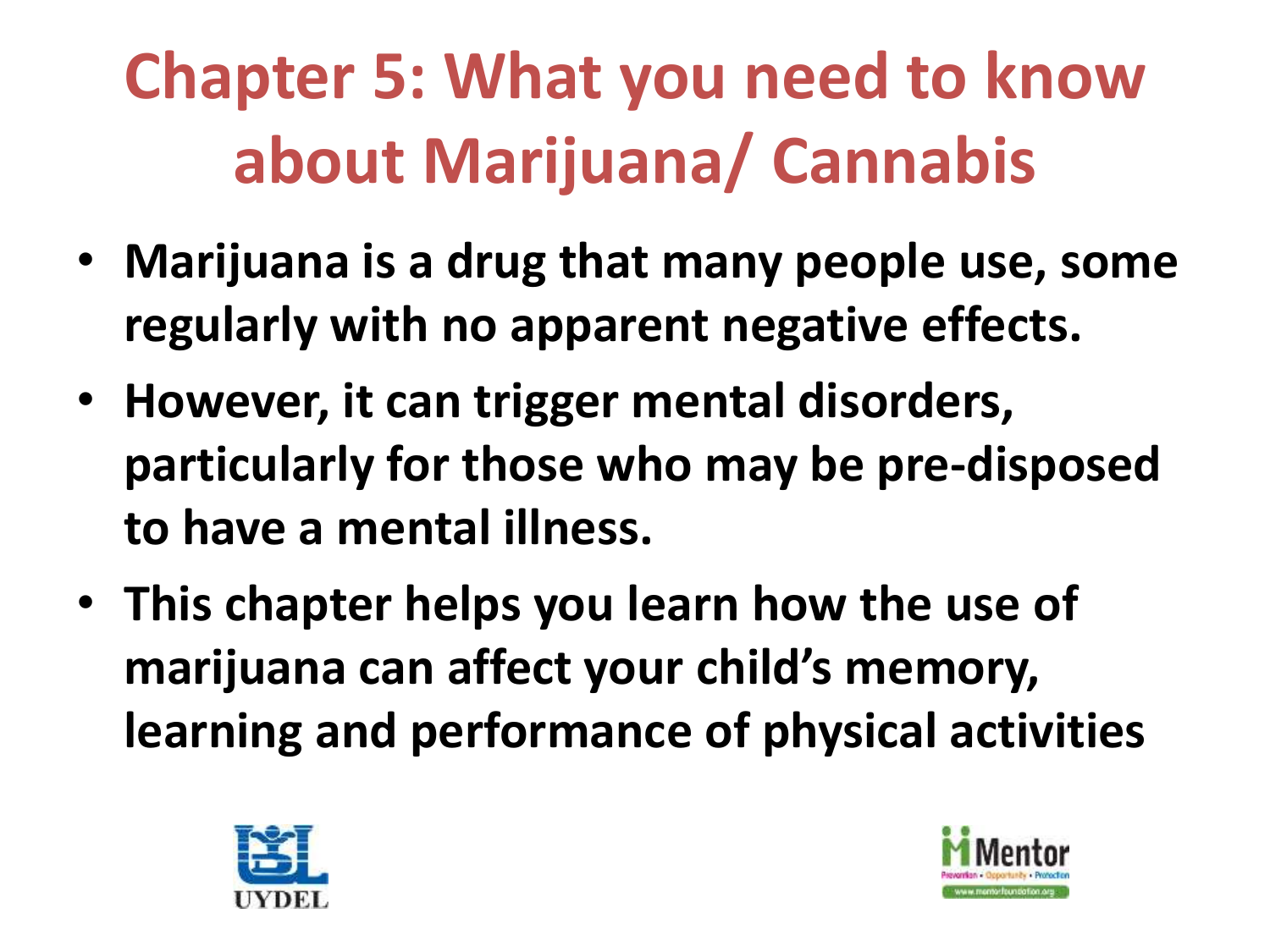# Chapter 5: What you need to know about Marijuana/ Cannabis

- **Marijuana is a drug that many people use, some regularly with no apparent negative effects.**
- **However, it can trigger mental disorders, particularly for those who may be pre-disposed to have a mental illness.**
- **This chapter helps you learn how the use of marijuana can affect your child's memory, learning and performance of physical activities**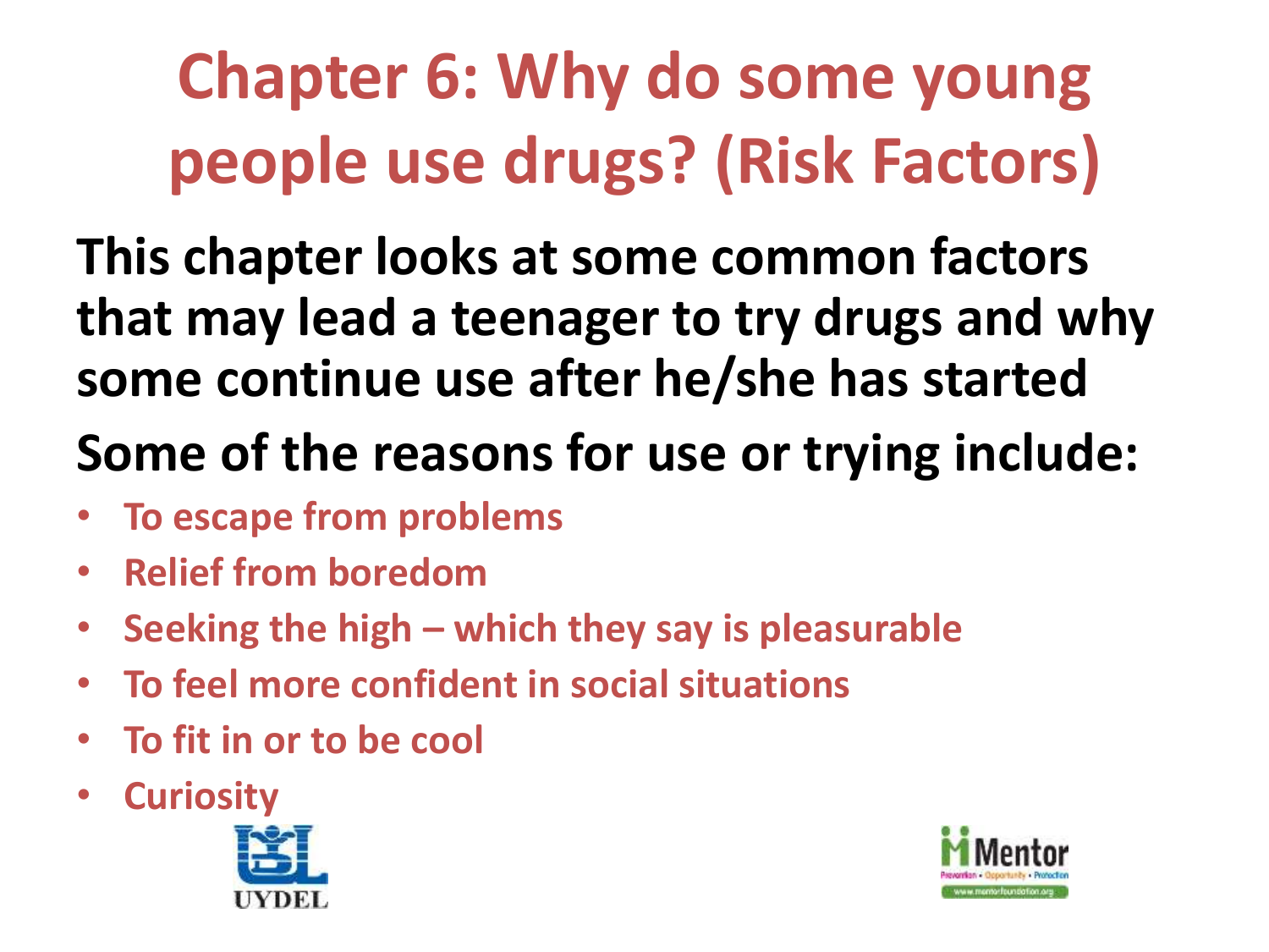# Chapter 6: Why do some young people use drugs? (Risk Factors)

**This chapter looks at some common factors that may lead a teenager to try drugs and why some continue use after he/she has started**

**Some of the reasons for use or trying include:**

- **To escape from problems**
- **Relief from boredom**
- **Seeking the high – which they say is pleasurable**
- **To feel more confident in social situations**
- **To fit in or to be cool**
- **Curiosity**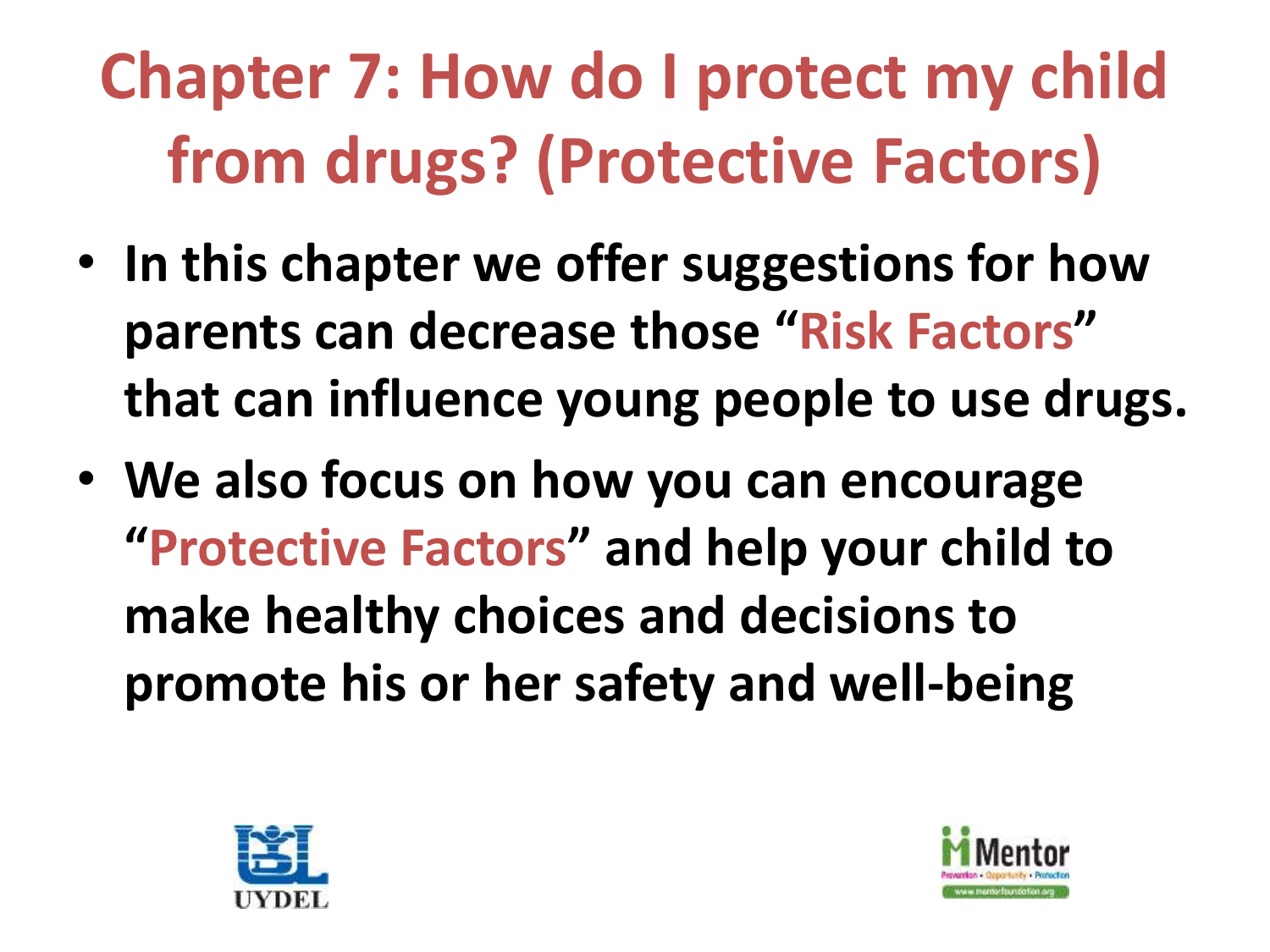# Chapter 7: How do I protect my child from drugs? (Protective Factors)

- **In this chapter we offer suggestions for how parents can decrease those "Risk Factors" that can influence young people to use drugs.**
- **We also focus on how you can encourage "Protective Factors" and help your child to make healthy choices and decisions to promote his or her safety and well-being**

UYDEL

Mentor
Prevention • Opportunity • Protection
www.mentorfoundation.org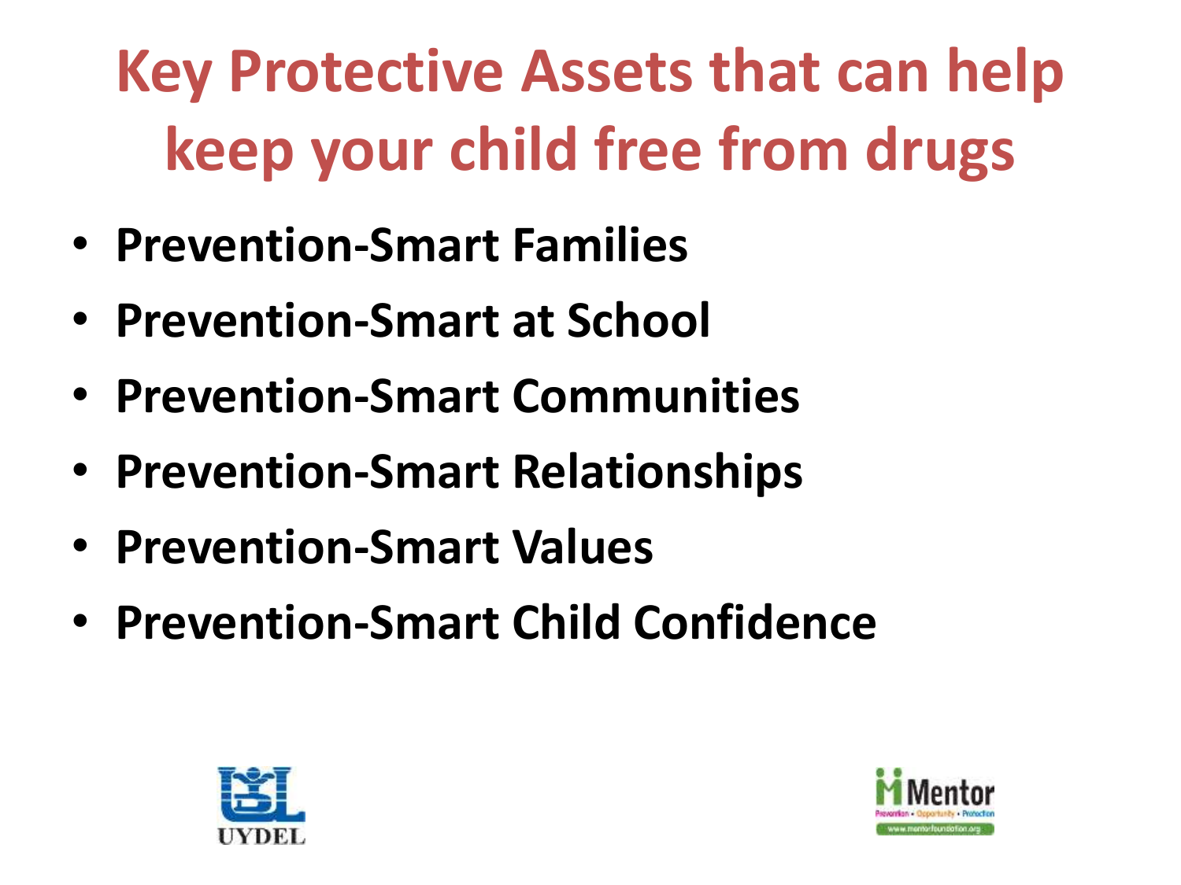# Key Protective Assets that can help keep your child free from drugs

- **Prevention-Smart Families**
- **Prevention-Smart at School**
- **Prevention-Smart Communities**
- **Prevention-Smart Relationships**
- **Prevention-Smart Values**
- **Prevention-Smart Child Confidence**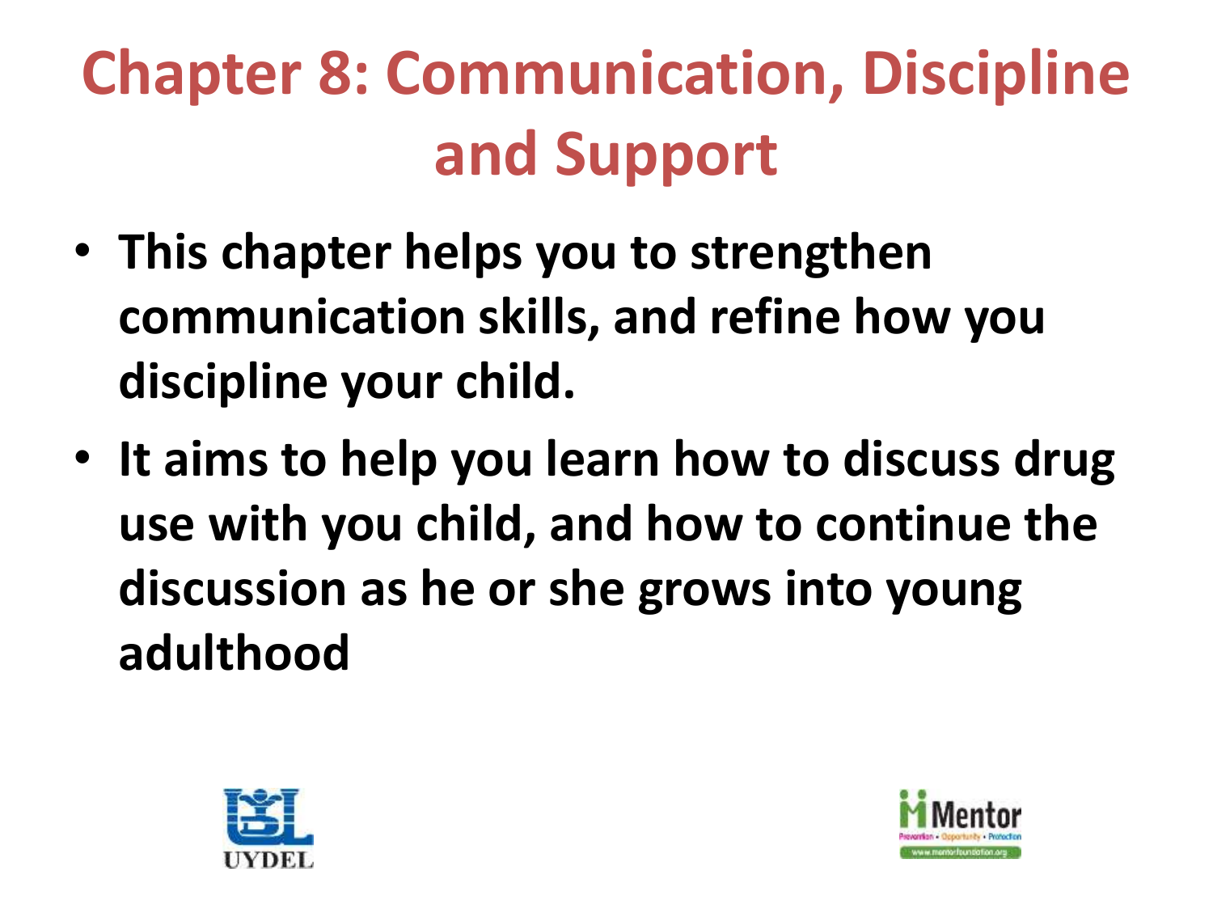# Chapter 8: Communication, Discipline and Support

- **This chapter helps you to strengthen communication skills, and refine how you discipline your child.**
- **It aims to help you learn how to discuss drug use with you child, and how to continue the discussion as he or she grows into young adulthood**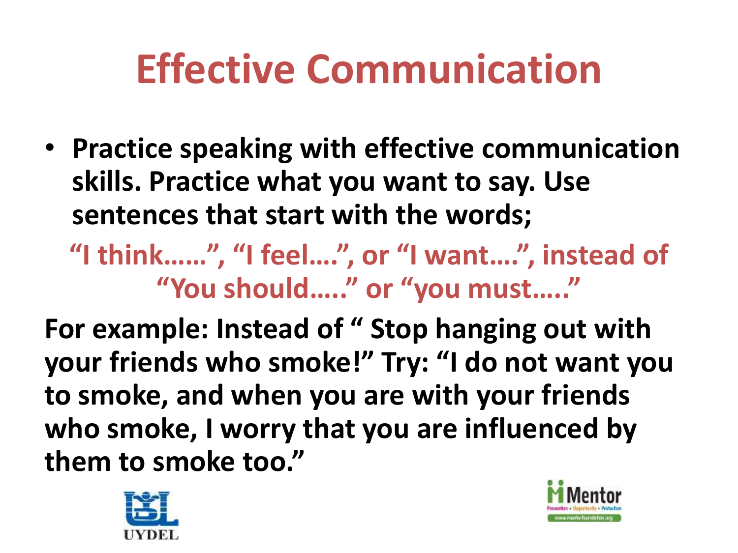# Effective Communication

- **Practice speaking with effective communication skills. Practice what you want to say. Use sentences that start with the words;**

**"I think……", "I feel….", or "I want….", instead of "You should….." or "you must….."**

**For example: Instead of " Stop hanging out with your friends who smoke!" Try: "I do not want you to smoke, and when you are with your friends who smoke, I worry that you are influenced by them to smoke too."**

UYDEL

Mentor
Prevention • Opportunity • Protection
www.mentorfoundation.org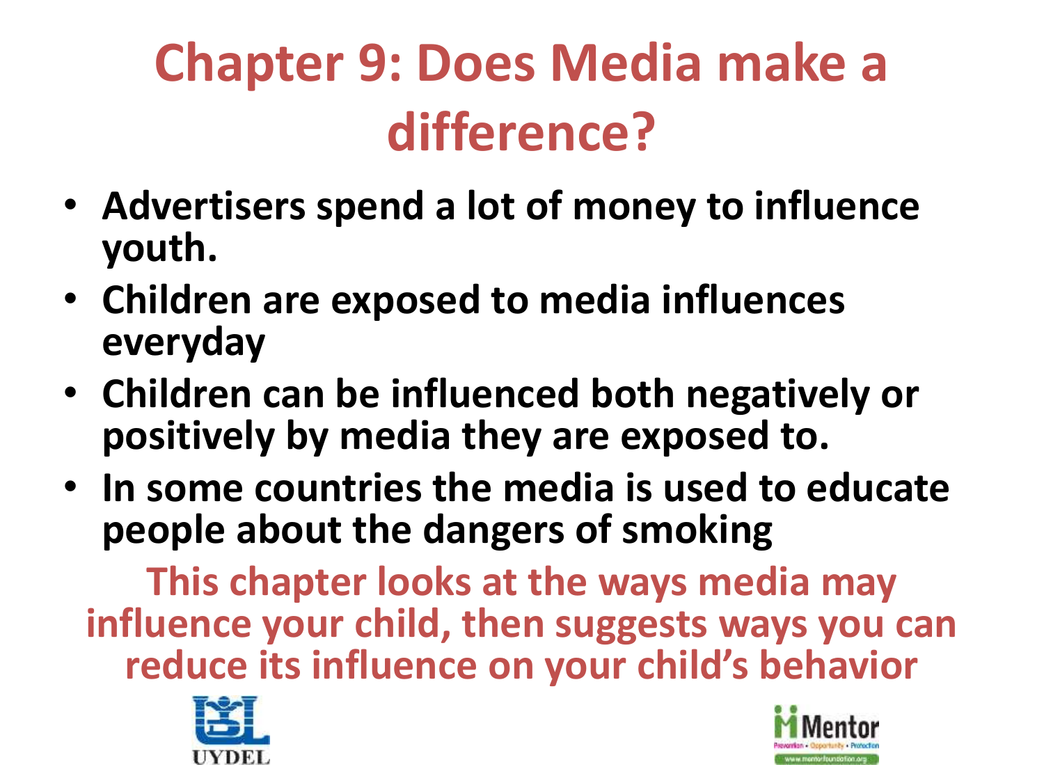# Chapter 9: Does Media make a difference?

- **Advertisers spend a lot of money to influence youth.**
- **Children are exposed to media influences everyday**
- **Children can be influenced both negatively or positively by media they are exposed to.**
- **In some countries the media is used to educate people about the dangers of smoking**

**This chapter looks at the ways media may influence your child, then suggests ways you can reduce its influence on your child's behavior**

UYDEL

Mentor
Prevention • Opportunity • Protection
www.mentorfoundation.org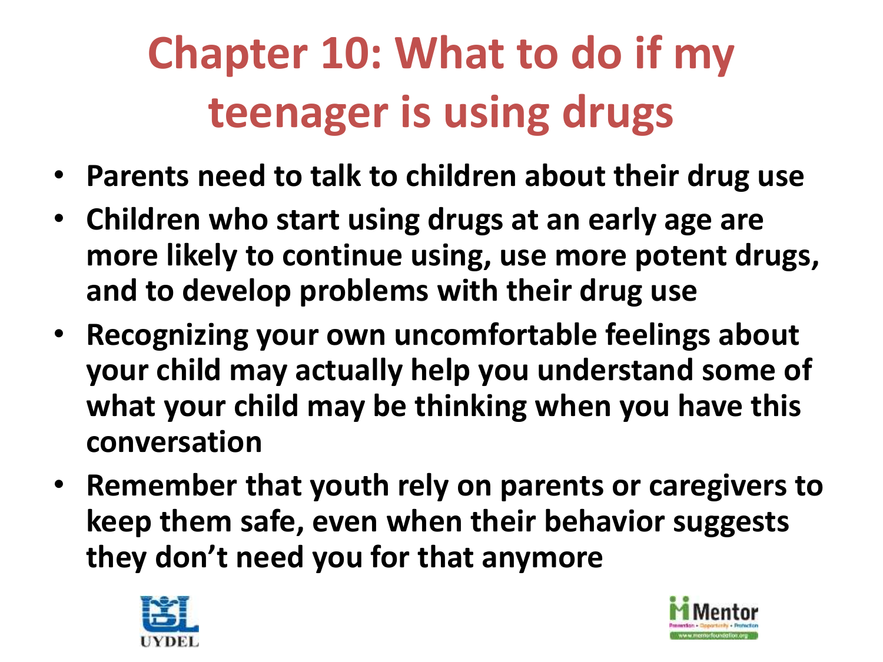# Chapter 10: What to do if my teenager is using drugs

- **Parents need to talk to children about their drug use**
- **Children who start using drugs at an early age are more likely to continue using, use more potent drugs, and to develop problems with their drug use**
- **Recognizing your own uncomfortable feelings about your child may actually help you understand some of what your child may be thinking when you have this conversation**
- **Remember that youth rely on parents or caregivers to keep them safe, even when their behavior suggests they don't need you for that anymore**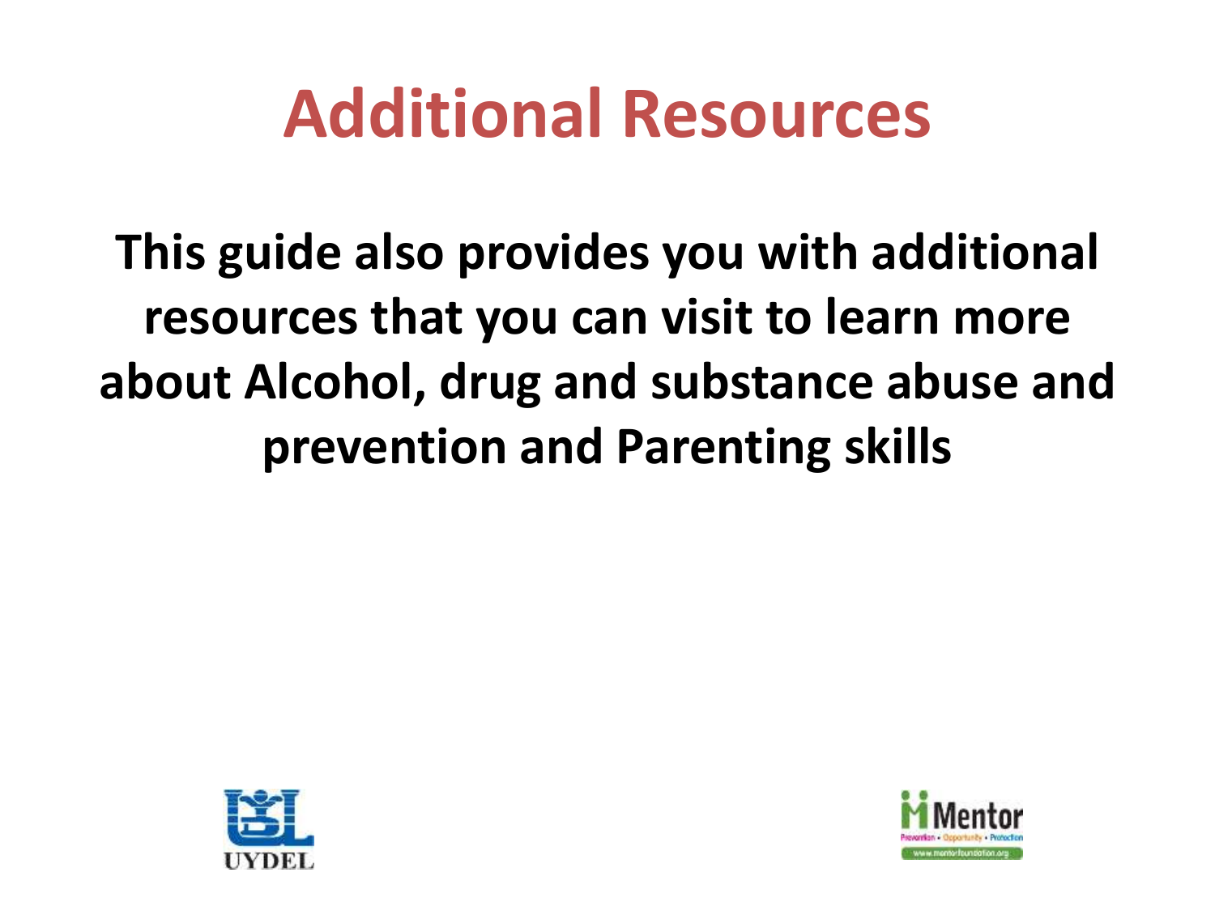# Additional Resources

**This guide also provides you with additional resources that you can visit to learn more about Alcohol, drug and substance abuse and prevention and Parenting skills**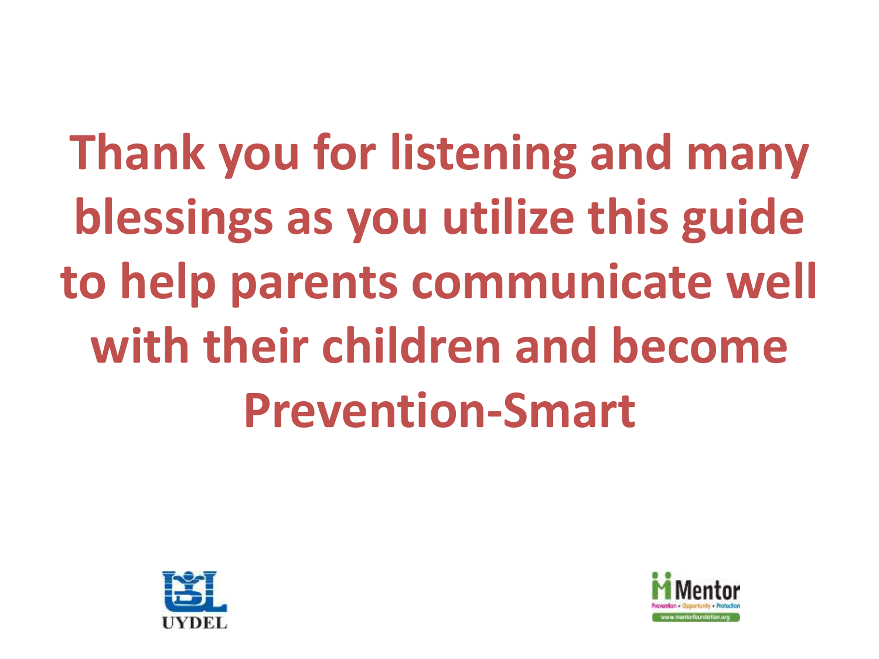**Thank you for listening and many blessings as you utilize this guide to help parents communicate well with their children and become Prevention-Smart**